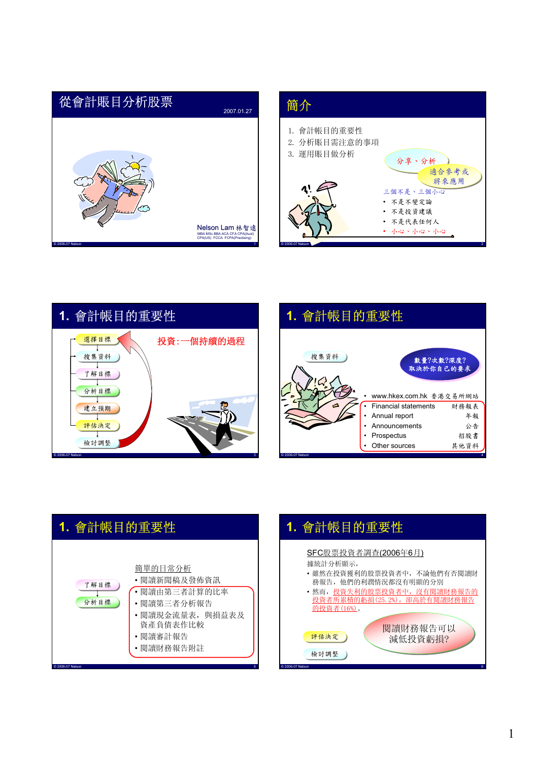## 從會計賬目分析股票

2007.01.27

Nelson Lam 林智遠
MBA MSc BBA ACA CFA CPA(Aust) CPA(US) FCCA FCPA(Practising)

## 簡介

1. 會計帳目的重要性
2. 分析賬目需注意的事項
3. 運用賬目做分析

分享、分析

適合參考或將來應用

三個不是、三個小心

- 不是不變定論
- 不是投資建議
- 不是代表任何人
- 小心、小心、小心

## 1. 會計帳目的重要性

投資:一個持續的過程

- 選擇目標
- 搜集資料
- 了解目標
- 分析目標
- 建立預期
- 評估決定
- 檢討調整

## 1. 會計帳目的重要性

搜集資料

數量?次數?深度?
取決於你自己的要求

- www.hkex.com.hk 香港交易所網站
- Financial statements 財務報表
- Annual report 年報
- Announcements 公告
- Prospectus 招股書
- Other sources 其他資料

## 1. 會計帳目的重要性

了解目標

分析目標

簡單的日常分析

- 閱讀新聞稿及發佈資訊
- 閱讀由第三者計算的比率
- 閱讀第三者分析報告
- 閱讀現金流量表，與損益表及資產負債表作比較
- 閱讀審計報告
- 閱讀財務報告附註

## 1. 會計帳目的重要性

SFC股票投資者調查(2006年6月)

據統計分析顯示，

- 雖然在投資獲利的股票投資者中，不論他們有否閱讀財務報告，他們的利潤情況都沒有明顯的分別
- 然而，投資失利的股票投資者中，沒有閱讀財務報告的投資者所累積的虧損(25.2%)，卻高於有閱讀財務報告的投資者(16%)。

評估決定

檢討調整

閱讀財務報告可以減低投資虧損?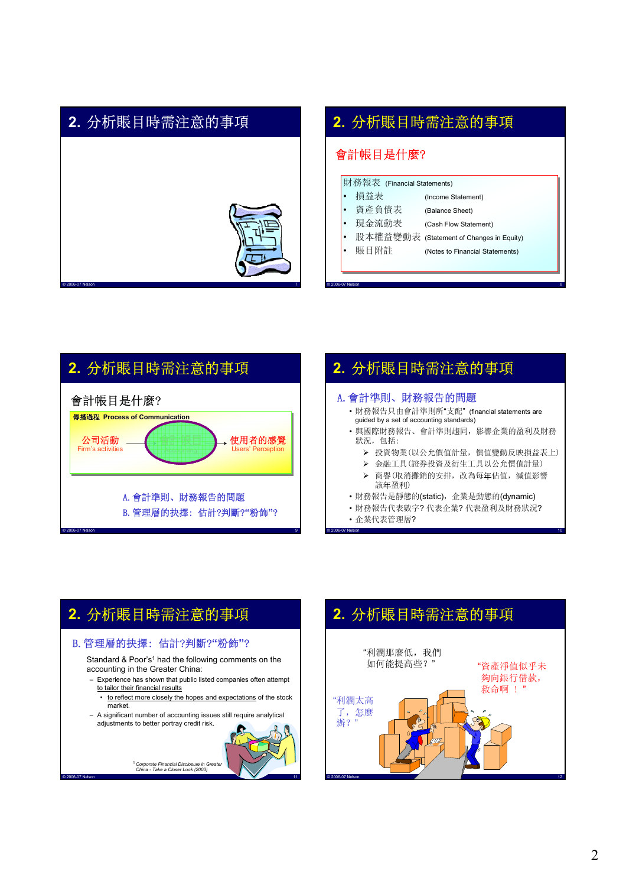## 2. 分析賬目時需注意的事項

## 2. 分析賬目時需注意的事項

### 會計帳目是什麼?

財務報表 (Financial Statements)

- 損益表 (Income Statement)
- 資產負債表 (Balance Sheet)
- 現金流動表 (Cash Flow Statement)
- 股本權益變動表 (Statement of Changes in Equity)
- 賬目附註 (Notes to Financial Statements)

## 2. 分析賬目時需注意的事項

### 會計帳目是什麼?

**傳播過程 Process of Communication**

公司活動 Firm's activities → 會計帳目 Accounting → 使用者的感覺 Users' Perception

A. 會計準則、財務報告的問題

B. 管理層的抉擇：估計?判斷?"粉飾"?

## 2. 分析賬目時需注意的事項

### A. 會計準則、財務報告的問題

- 財務報告只由會計準則所"支配" (financial statements are guided by a set of accounting standards)
- 與國際財務報告、會計準則趨同，影響企業的盈利及財務狀況，包括：
  - 投資物業(以公允價值計量，價值變動反映損益表上)
  - 金融工具(證券投資及衍生工具以公允價值計量)
  - 商譽(取消攤銷的安排，改為每年估值，減值影響該年盈利)
- 財務報告是靜態的(static)，企業是動態的(dynamic)
- 財務報告代表數字? 代表企業? 代表盈利及財務狀況?
- 企業代表管理層?

## 2. 分析賬目時需注意的事項

### B. 管理層的抉擇：估計?判斷?"粉飾"?

Standard & Poor's[1] had the following comments on the accounting in the Greater China:

- Experience has shown that public listed companies often attempt to tailor their financial results
  - to reflect more closely the hopes and expectations of the stock market.
- A significant number of accounting issues still require analytical adjustments to better portray credit risk.

[1] *Corporate Financial Disclosure in Greater China - Take a Closer Look (2003)*

## 2. 分析賬目時需注意的事項

"利潤那麼低，我們如何能提高些?"

"資產淨值似乎未夠向銀行借款，救命啊 ！"

"利潤太高了，怎麼辦?"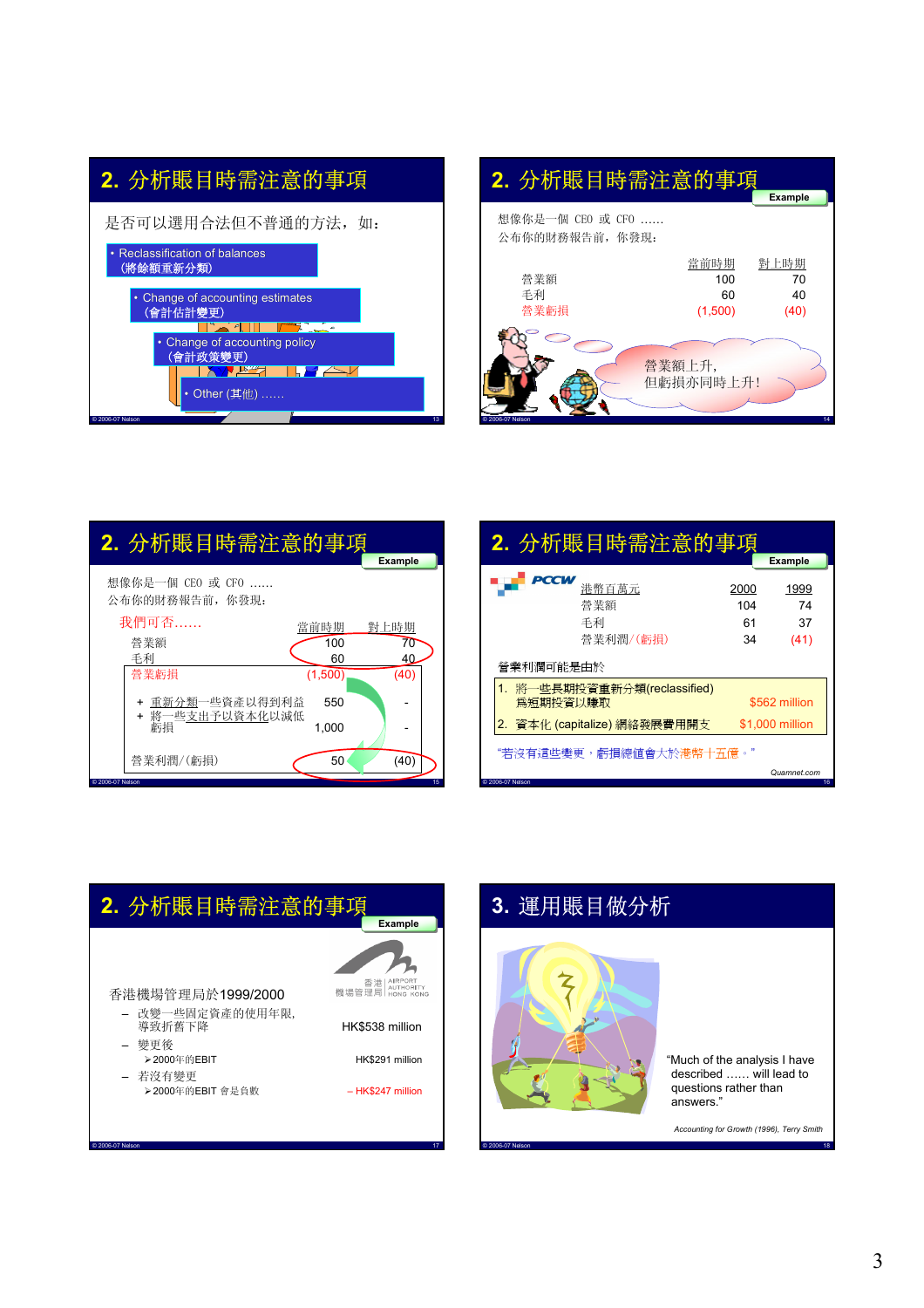## 2. 分析賬目時需注意的事項

是否可以運用合法但不普通的方法，如:

- Reclassification of balances（將餘額重新分類）
- Change of accounting estimates（會計估計變更）
- Change of accounting policy（會計政策變更）
- Other (其他) ……

## 2. 分析賬目時需注意的事項

Example

想像你是一個 CEO 或 CFO ……
公布你的財務報告前，你發現:

| | 當前時期 | 對上時期 |
|---|---|---|
| 營業額 | 100 | 70 |
| 毛利 | 60 | 40 |
| 營業虧損 | (1,500) | (40) |

營業額上升，
但虧損亦同時上升！

## 2. 分析賬目時需注意的事項

Example

想像你是一個 CEO 或 CFO ……
公布你的財務報告前，你發現:

我們可否……

| | 當前時期 | 對上時期 |
|---|---|---|
| 營業額 | 100 | 70 |
| 毛利 | 60 | 40 |
| 營業虧損 | (1,500) | (40) |
| + 重新分類一些資產以得到利益 | 550 | - |
| + 將一些支出予以資本化以減低虧損 | 1,000 | - |
| 營業利潤/(虧損) | 50 | (40) |

## 2. 分析賬目時需注意的事項

Example

PCCW

| 港幣百萬元 | 2000 | 1999 |
|---|---|---|
| 營業額 | 104 | 74 |
| 毛利 | 61 | 37 |
| 營業利潤/(虧損) | 34 | (41) |

營業利潤可能是由於

| | |
|---|---|
| 1. 將一些長期投資重新分類(reclassified)爲短期投資以賺取 | $562 million |
| 2. 資本化 (capitalize) 網絡發展費用開支 | $1,000 million |

"若沒有這些變更，虧損總值會大於港幣十五億。"

Quamnet.com

## 2. 分析賬目時需注意的事項

Example

香港機場管理局 AIRPORT AUTHORITY HONG KONG

香港機場管理局於1999/2000

- 改變一些固定資產的使用年限，導致折舊下降 — HK$538 million
- 變更後
  - 2000年的EBIT — HK$291 million
- 若沒有變更
  - 2000年的EBIT 會是負數 — – HK$247 million

## 3. 運用賬目做分析

"Much of the analysis I have described …… will lead to questions rather than answers."

*Accounting for Growth (1996), Terry Smith*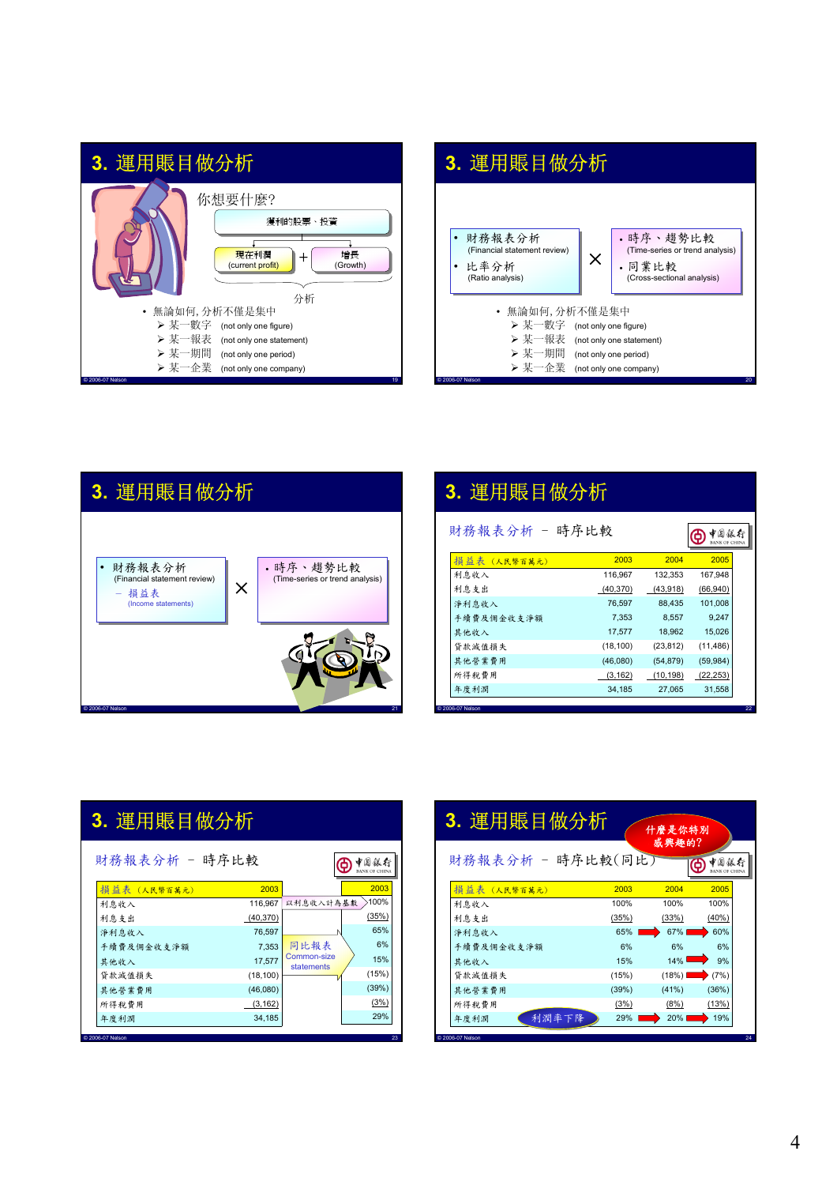## 3. 運用賬目做分析

你想要什麼?

獲利的股票、投資

現在利潤 (current profit) + 增長 (Growth)

分析

- 無論如何, 分析不僅是集中
  - 某一數字 (not only one figure)
  - 某一報表 (not only one statement)
  - 某一期間 (not only one period)
  - 某一企業 (not only one company)

## 3. 運用賬目做分析

- 財務報表分析 (Financial statement review)
- 比率分析 (Ratio analysis)

×

- 時序、趨勢比較 (Time-series or trend analysis)
- 同業比較 (Cross-sectional analysis)

- 無論如何, 分析不僅是集中
  - 某一數字 (not only one figure)
  - 某一報表 (not only one statement)
  - 某一期間 (not only one period)
  - 某一企業 (not only one company)

## 3. 運用賬目做分析

- 財務報表分析 (Financial statement review)
  - 損益表 (Income statements)

×

- 時序、趨勢比較 (Time-series or trend analysis)

## 3. 運用賬目做分析

財務報表分析 – 時序比較

中國銀行 BANK OF CHINA

| 損益表（人民幣百萬元） | 2003 | 2004 | 2005 |
|---|---|---|---|
| 利息收入 | 116,967 | 132,353 | 167,948 |
| 利息支出 | (40,370) | (43,918) | (66,940) |
| 淨利息收入 | 76,597 | 88,435 | 101,008 |
| 手續費及佣金收支淨額 | 7,353 | 8,557 | 9,247 |
| 其他收入 | 17,577 | 18,962 | 15,026 |
| 貸款減值損失 | (18,100) | (23,812) | (11,486) |
| 其他營業費用 | (46,080) | (54,879) | (59,984) |
| 所得稅費用 | (3,162) | (10,198) | (22,253) |
| 年度利潤 | 34,185 | 27,065 | 31,558 |

## 3. 運用賬目做分析

財務報表分析 – 時序比較

中國銀行 BANK OF CHINA

以利息收入計為基數

同比報表 Common-size statements

| 損益表（人民幣百萬元） | 2003 | 2003 |
|---|---|---|
| 利息收入 | 116,967 | 100% |
| 利息支出 | (40,370) | (35%) |
| 淨利息收入 | 76,597 | 65% |
| 手續費及佣金收支淨額 | 7,353 | 6% |
| 其他收入 | 17,577 | 15% |
| 貸款減值損失 | (18,100) | (15%) |
| 其他營業費用 | (46,080) | (39%) |
| 所得稅費用 | (3,162) | (3%) |
| 年度利潤 | 34,185 | 29% |

## 3. 運用賬目做分析

什麼是你特別感興趣的?

財務報表分析 – 時序比較(同比)

中國銀行 BANK OF CHINA

| 損益表（人民幣百萬元） | 2003 | 2004 | 2005 |
|---|---|---|---|
| 利息收入 | 100% | 100% | 100% |
| 利息支出 | (35%) | (33%) | (40%) |
| 淨利息收入 | 65% | 67% | 60% |
| 手續費及佣金收支淨額 | 6% | 6% | 6% |
| 其他收入 | 15% | 14% | 9% |
| 貸款減值損失 | (15%) | (18%) | (7%) |
| 其他營業費用 | (39%) | (41%) | (36%) |
| 所得稅費用 | (3%) | (8%) | (13%) |
| 年度利潤 | 29% | 20% | 19% |

利潤率下降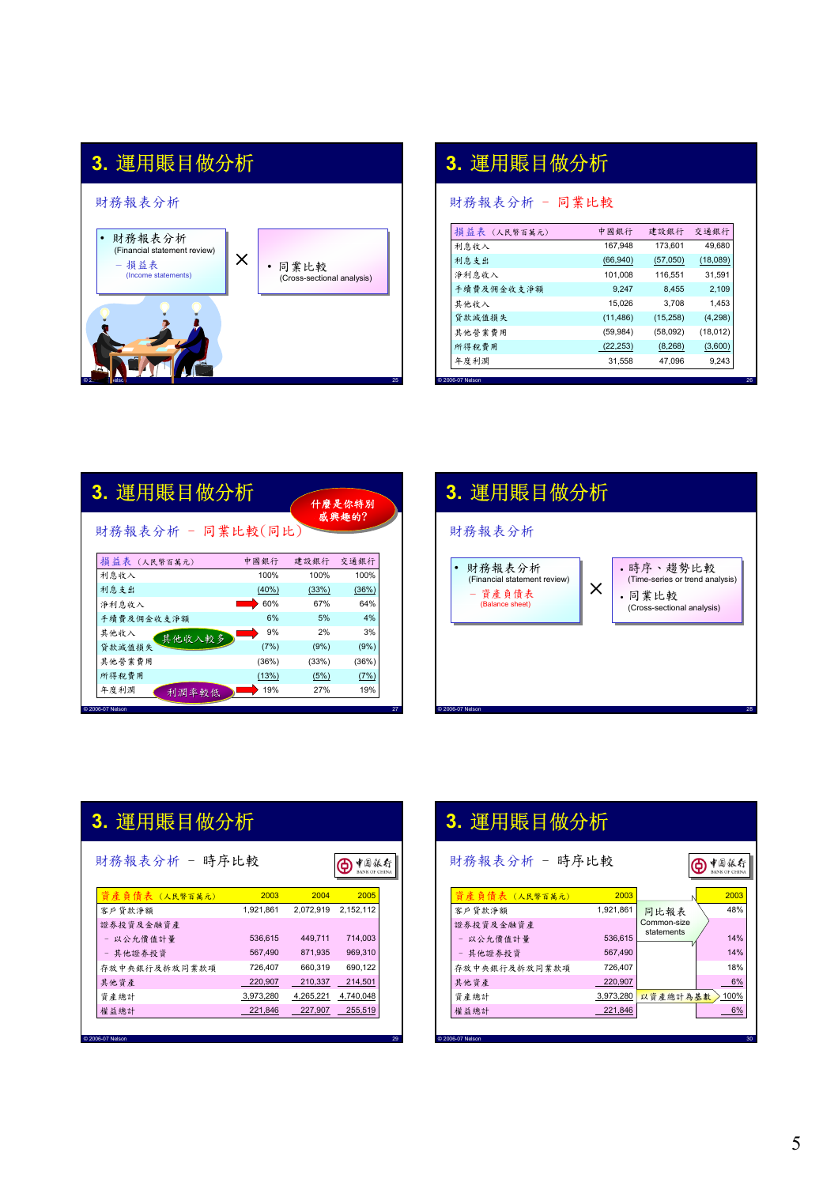## 3. 運用賬目做分析

財務報表分析

- 財務報表分析 (Financial statement review)
  - 損益表 (Income statements)

×

- 同業比較 (Cross-sectional analysis)

## 3. 運用賬目做分析

財務報表分析 – 同業比較

| 損益表 (人民幣百萬元) | 中國銀行 | 建設銀行 | 交通銀行 |
|---|---|---|---|
| 利息收入 | 167,948 | 173,601 | 49,680 |
| 利息支出 | (66,940) | (57,050) | (18,089) |
| 淨利息收入 | 101,008 | 116,551 | 31,591 |
| 手續費及佣金收支淨額 | 9,247 | 8,455 | 2,109 |
| 其他收入 | 15,026 | 3,708 | 1,453 |
| 貸款減值損失 | (11,486) | (15,258) | (4,298) |
| 其他營業費用 | (59,984) | (58,092) | (18,012) |
| 所得稅費用 | (22,253) | (8,268) | (3,600) |
| 年度利潤 | 31,558 | 47,096 | 9,243 |

## 3. 運用賬目做分析

什麼是你特別感興趣的?

財務報表分析 – 同業比較(同比)

| 損益表 (人民幣百萬元) | 中國銀行 | 建設銀行 | 交通銀行 |
|---|---|---|---|
| 利息收入 | 100% | 100% | 100% |
| 利息支出 | (40%) | (33%) | (36%) |
| 淨利息收入 | 60% | 67% | 64% |
| 手續費及佣金收支淨額 | 6% | 5% | 4% |
| 其他收入 | 9% | 2% | 3% |
| 貸款減值損失 | (7%) | (9%) | (9%) |
| 其他營業費用 | (36%) | (33%) | (36%) |
| 所得稅費用 | (13%) | (5%) | (7%) |
| 年度利潤 | 19% | 27% | 19% |

其他收入較多

利潤率較低

## 3. 運用賬目做分析

財務報表分析

- 財務報表分析 (Financial statement review)
  - 資產負債表 (Balance sheet)

×

- 時序、趨勢比較 (Time-series or trend analysis)
- 同業比較 (Cross-sectional analysis)

## 3. 運用賬目做分析

財務報表分析 – 時序比較

中國銀行 BANK OF CHINA

| 資產負債表 (人民幣百萬元) | 2003 | 2004 | 2005 |
|---|---|---|---|
| 客戶貸款淨額 | 1,921,861 | 2,072,919 | 2,152,112 |
| 證券投資及金融資產 | | | |
| – 以公允價值計量 | 536,615 | 449,711 | 714,003 |
| – 其他證券投資 | 567,490 | 871,935 | 969,310 |
| 存放中央銀行及拆放同業款項 | 726,407 | 660,319 | 690,122 |
| 其他資產 | 220,907 | 210,337 | 214,501 |
| 資產總計 | 3,973,280 | 4,265,221 | 4,740,048 |
| 權益總計 | 221,846 | 227,907 | 255,519 |

## 3. 運用賬目做分析

財務報表分析 – 時序比較

中國銀行 BANK OF CHINA

| 資產負債表 (人民幣百萬元) | 2003 | 2003 |
|---|---|---|
| 客戶貸款淨額 | 1,921,861 | 48% |
| 證券投資及金融資產 | | |
| – 以公允價值計量 | 536,615 | 14% |
| – 其他證券投資 | 567,490 | 14% |
| 存放中央銀行及拆放同業款項 | 726,407 | 18% |
| 其他資產 | 220,907 | 6% |
| 資產總計 | 3,973,280 | 100% |
| 權益總計 | 221,846 | 6% |

同比報表 Common-size statements

以資產總計為基數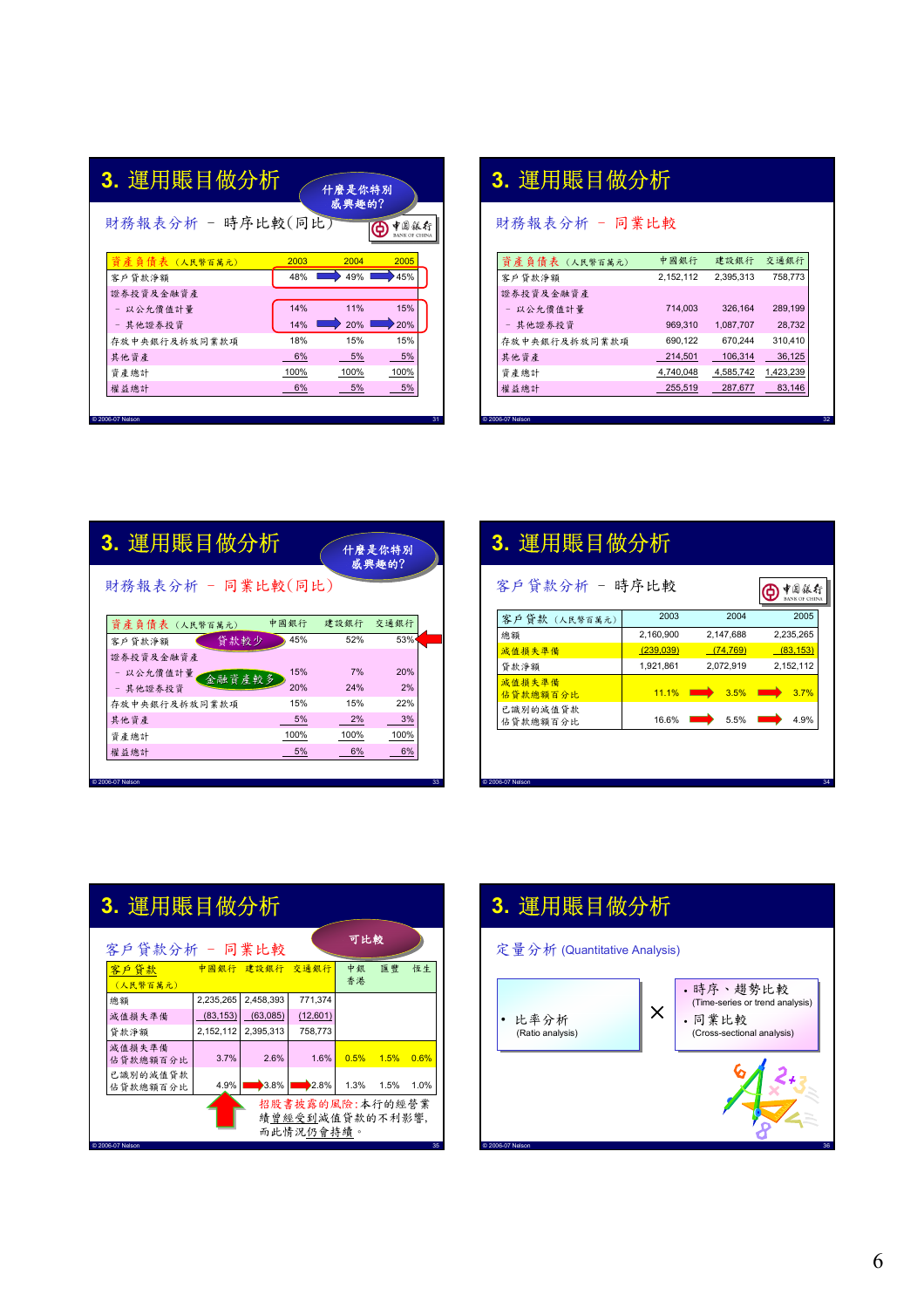## 3. 運用賬目做分析

什麼是你特別感興趣的?

財務報表分析 － 時序比較(同比)

| 資產負債表 (人民幣百萬元) | 2003 | 2004 | 2005 |
|---|---|---|---|
| 客戶貸款淨額 | 48% | 49% | 45% |
| 證券投資及金融資產 | | | |
| － 以公允價值計量 | 14% | 11% | 15% |
| － 其他證券投資 | 14% | 20% | 20% |
| 存放中央銀行及拆放同業款項 | 18% | 15% | 15% |
| 其他資產 | 6% | 5% | 5% |
| 資產總計 | 100% | 100% | 100% |
| 權益總計 | 6% | 5% | 5% |

## 3. 運用賬目做分析

財務報表分析 － 同業比較

| 資產負債表 (人民幣百萬元) | 中國銀行 | 建設銀行 | 交通銀行 |
|---|---|---|---|
| 客戶貸款淨額 | 2,152,112 | 2,395,313 | 758,773 |
| 證券投資及金融資產 | | | |
| － 以公允價值計量 | 714,003 | 326,164 | 289,199 |
| － 其他證券投資 | 969,310 | 1,087,707 | 28,732 |
| 存放中央銀行及拆放同業款項 | 690,122 | 670,244 | 310,410 |
| 其他資產 | 214,501 | 106,314 | 36,125 |
| 資產總計 | 4,740,048 | 4,585,742 | 1,423,239 |
| 權益總計 | 255,519 | 287,677 | 83,146 |

## 3. 運用賬目做分析

什麼是你特別感興趣的?

財務報表分析 － 同業比較(同比)

| 資產負債表 (人民幣百萬元) | 中國銀行 | 建設銀行 | 交通銀行 |
|---|---|---|---|
| 客戶貸款淨額 (貸款較少) | 45% | 52% | 53% |
| 證券投資及金融資產 | | | |
| － 以公允價值計量 (金融資產較多) | 15% | 7% | 20% |
| － 其他證券投資 | 20% | 24% | 2% |
| 存放中央銀行及拆放同業款項 | 15% | 15% | 22% |
| 其他資產 | 5% | 2% | 3% |
| 資產總計 | 100% | 100% | 100% |
| 權益總計 | 5% | 6% | 6% |

## 3. 運用賬目做分析

客戶貸款分析 － 時序比較

| 客戶貸款 (人民幣百萬元) | 2003 | 2004 | 2005 |
|---|---|---|---|
| 總額 | 2,160,900 | 2,147,688 | 2,235,265 |
| 減值損失準備 | (239,039) | (74,769) | (83,153) |
| 貸款淨額 | 1,921,861 | 2,072,919 | 2,152,112 |
| 減值損失準備佔貸款總額百分比 | 11.1% | 3.5% | 3.7% |
| 已識別的減值貸款佔貸款總額百分比 | 16.6% | 5.5% | 4.9% |

## 3. 運用賬目做分析

可比較

客戶貸款分析 － 同業比較

| 客戶貸款 (人民幣百萬元) | 中國銀行 | 建設銀行 | 交通銀行 | 中銀香港 | 匯豐 | 恒生 |
|---|---|---|---|---|---|---|
| 總額 | 2,235,265 | 2,458,393 | 771,374 | | | |
| 減值損失準備 | (83,153) | (63,085) | (12,601) | | | |
| 貸款淨額 | 2,152,112 | 2,395,313 | 758,773 | | | |
| 減值損失準備佔貸款總額百分比 | 3.7% | 2.6% | 1.6% | 0.5% | 1.5% | 0.6% |
| 已識別的減值貸款佔貸款總額百分比 | 4.9% | 3.8% | 2.8% | 1.3% | 1.5% | 1.0% |

招股書披露的風險:本行的經營業績曾經受到減值貸款的不利影響,而此情況仍會持續。

## 3. 運用賬目做分析

定量分析 (Quantitative Analysis)

- 比率分析 (Ratio analysis)

×

- 時序、趨勢比較 (Time-series or trend analysis)
- 同業比較 (Cross-sectional analysis)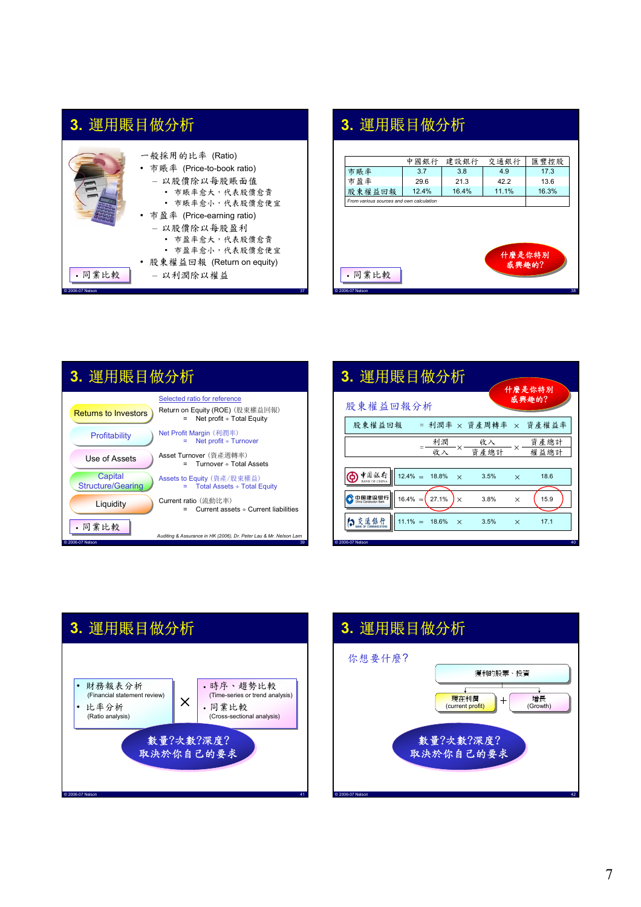## 3. 運用賬目做分析

一般採用的比率 (Ratio)

- 市賬率 (Price-to-book ratio)
  - 以股價除以每股賬面值
    - 市賬率愈大，代表股價愈貴
    - 市賬率愈小，代表股價愈便宜
- 市盈率 (Price-earning ratio)
  - 以股價除以每股盈利
    - 市盈率愈大，代表股價愈貴
    - 市盈率愈小，代表股價愈便宜
- 股東權益回報 (Return on equity)
  - 以利潤除以權益

• 同業比較

## 3. 運用賬目做分析

| | 中國銀行 | 建設銀行 | 交通銀行 | 匯豐控股 |
|---|---|---|---|---|
| 市賬率 | 3.7 | 3.8 | 4.9 | 17.3 |
| 市盈率 | 29.6 | 21.3 | 42.2 | 13.6 |
| 股東權益回報 | 12.4% | 16.4% | 11.1% | 16.3% |

*From various sources and own calculation*

什麼是你特別感興趣的？

• 同業比較

## 3. 運用賬目做分析

Selected ratio for reference

| | |
|---|---|
| Returns to Investors | Return on Equity (ROE) (股東權益回報) = Net profit ÷ Total Equity |
| Profitability | Net Profit Margin (利潤率) = Net profit ÷ Turnover |
| Use of Assets | Asset Turnover (資產週轉率) = Turnover ÷ Total Assets |
| Capital Structure/Gearing | Assets to Equity (資產/股東權益) = Total Assets ÷ Total Equity |
| Liquidity | Current ratio (流動比率) = Current assets ÷ Current liabilities |

• 同業比較

*Auditing & Assurance in HK (2006), Dr. Peter Lau & Mr. Nelson Lam*

## 3. 運用賬目做分析

什麼是你特別感興趣的？

股東權益回報分析

股東權益回報 = 利潤率 × 資產周轉率 × 資產權益率

$$= \frac{\text{利潤}}{\text{收入}} \times \frac{\text{收入}}{\text{資產總計}} \times \frac{\text{資產總計}}{\text{權益總計}}$$

| | 股東權益回報 | | 利潤率 | | 資產周轉率 | | 資產權益率 |
|---|---|---|---|---|---|---|---|
| 中國銀行 | 12.4% | ≈ | 18.8% | × | 3.5% | × | 18.6 |
| 中國建設銀行 | 16.4% | ≈ | 27.1% | × | 3.8% | × | 15.9 |
| 交通銀行 | 11.1% | ≈ | 18.6% | × | 3.5% | × | 17.1 |

## 3. 運用賬目做分析

- 財務報表分析 (Financial statement review)
- 比率分析 (Ratio analysis)

×

- 時序、趨勢比較 (Time-series or trend analysis)
- 同業比較 (Cross-sectional analysis)

數量?次數?深度?
取決於你自己的要求

## 3. 運用賬目做分析

你想要什麼？

獲利的股票、投資

現在利潤 (current profit) + 增長 (Growth)

數量?次數?深度?
取決於你自己的要求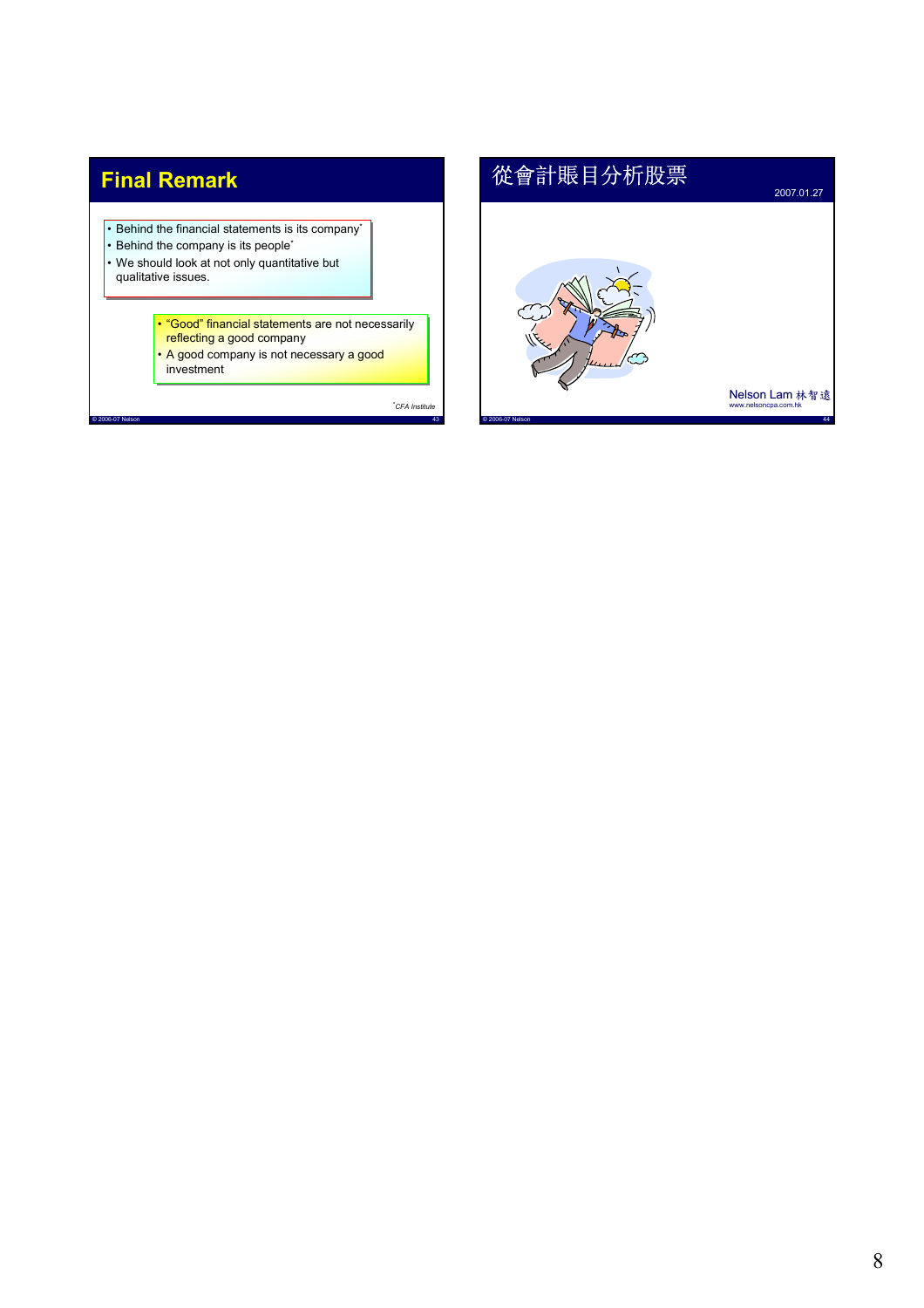## Final Remark

- Behind the financial statements is its company*
- Behind the company is its people*
- We should look at not only quantitative but qualitative issues.

- "Good" financial statements are not necessarily reflecting a good company
- A good company is not necessary a good investment

*CFA Institute

## 從會計賬目分析股票

2007.01.27

Nelson Lam 林智遠
www.nelsoncpa.com.hk